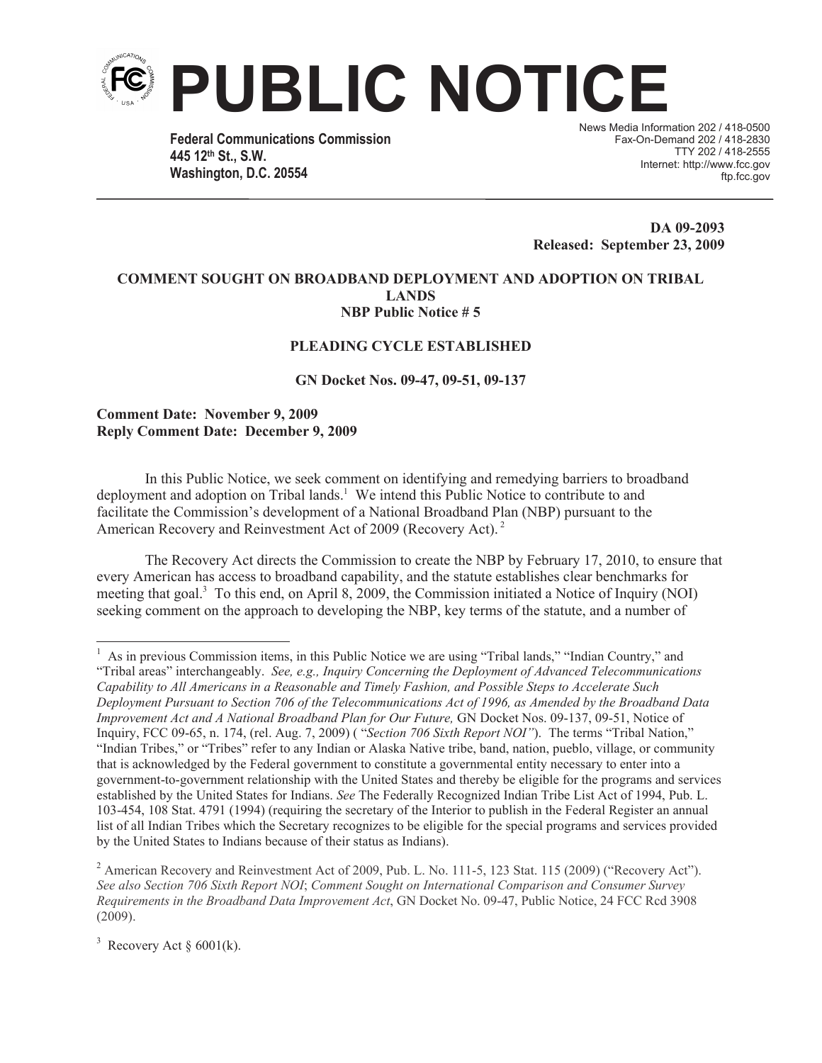# PUBLIC NOTICE

**Federal Communications Commission**
**445 12th St., S.W.**
**Washington, D.C. 20554**

News Media Information 202 / 418-0500
Fax-On-Demand 202 / 418-2830
TTY 202 / 418-2555
Internet: http://www.fcc.gov
ftp.fcc.gov

**DA 09-2093**
**Released: September 23, 2009**

**COMMENT SOUGHT ON BROADBAND DEPLOYMENT AND ADOPTION ON TRIBAL LANDS**
**NBP Public Notice # 5**

**PLEADING CYCLE ESTABLISHED**

**GN Docket Nos. 09-47, 09-51, 09-137**

**Comment Date: November 9, 2009**
**Reply Comment Date: December 9, 2009**

In this Public Notice, we seek comment on identifying and remedying barriers to broadband deployment and adoption on Tribal lands.[1] We intend this Public Notice to contribute to and facilitate the Commission's development of a National Broadband Plan (NBP) pursuant to the American Recovery and Reinvestment Act of 2009 (Recovery Act).[2]

The Recovery Act directs the Commission to create the NBP by February 17, 2010, to ensure that every American has access to broadband capability, and the statute establishes clear benchmarks for meeting that goal.[3] To this end, on April 8, 2009, the Commission initiated a Notice of Inquiry (NOI) seeking comment on the approach to developing the NBP, key terms of the statute, and a number of

---

[1] As in previous Commission items, in this Public Notice we are using "Tribal lands," "Indian Country," and "Tribal areas" interchangeably. *See, e.g., Inquiry Concerning the Deployment of Advanced Telecommunications Capability to All Americans in a Reasonable and Timely Fashion, and Possible Steps to Accelerate Such Deployment Pursuant to Section 706 of the Telecommunications Act of 1996, as Amended by the Broadband Data Improvement Act and A National Broadband Plan for Our Future,* GN Docket Nos. 09-137, 09-51, Notice of Inquiry, FCC 09-65, n. 174, (rel. Aug. 7, 2009) ( "*Section 706 Sixth Report NOI"*). The terms "Tribal Nation," "Indian Tribes," or "Tribes" refer to any Indian or Alaska Native tribe, band, nation, pueblo, village, or community that is acknowledged by the Federal government to constitute a governmental entity necessary to enter into a government-to-government relationship with the United States and thereby be eligible for the programs and services established by the United States for Indians. *See* The Federally Recognized Indian Tribe List Act of 1994, Pub. L. 103-454, 108 Stat. 4791 (1994) (requiring the secretary of the Interior to publish in the Federal Register an annual list of all Indian Tribes which the Secretary recognizes to be eligible for the special programs and services provided by the United States to Indians because of their status as Indians).

[2] American Recovery and Reinvestment Act of 2009, Pub. L. No. 111-5, 123 Stat. 115 (2009) ("Recovery Act"). *See also Section 706 Sixth Report NOI*; *Comment Sought on International Comparison and Consumer Survey Requirements in the Broadband Data Improvement Act*, GN Docket No. 09-47, Public Notice, 24 FCC Rcd 3908 (2009).

[3] Recovery Act § 6001(k).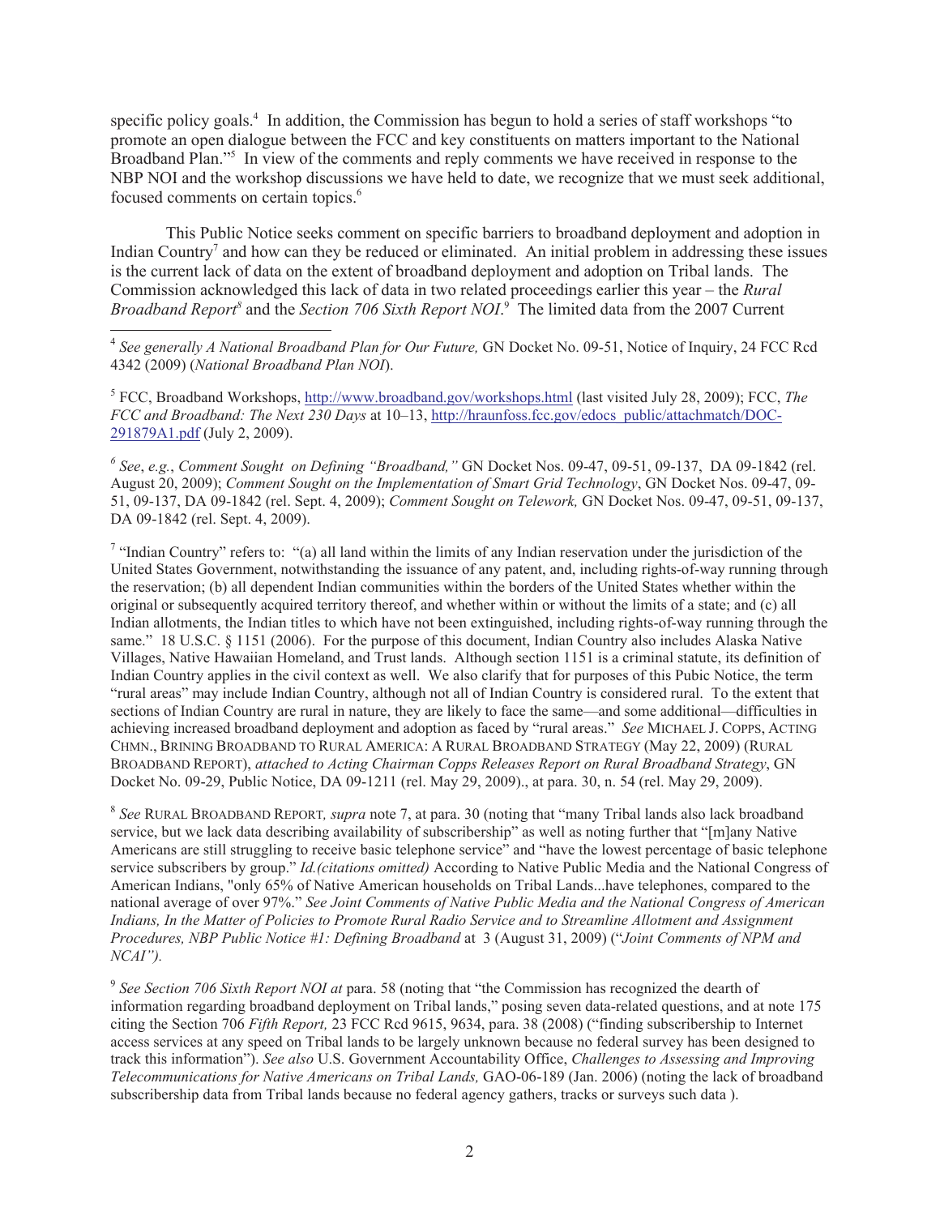specific policy goals.[4] In addition, the Commission has begun to hold a series of staff workshops "to promote an open dialogue between the FCC and key constituents on matters important to the National Broadband Plan."[5] In view of the comments and reply comments we have received in response to the NBP NOI and the workshop discussions we have held to date, we recognize that we must seek additional, focused comments on certain topics.[6]

This Public Notice seeks comment on specific barriers to broadband deployment and adoption in Indian Country[7] and how can they be reduced or eliminated. An initial problem in addressing these issues is the current lack of data on the extent of broadband deployment and adoption on Tribal lands. The Commission acknowledged this lack of data in two related proceedings earlier this year – the *Rural Broadband Report*[8] and the *Section 706 Sixth Report NOI*.[9] The limited data from the 2007 Current

---

[4] *See generally A National Broadband Plan for Our Future,* GN Docket No. 09-51, Notice of Inquiry, 24 FCC Rcd 4342 (2009) (*National Broadband Plan NOI*).

[5] FCC, Broadband Workshops, http://www.broadband.gov/workshops.html (last visited July 28, 2009); FCC, *The FCC and Broadband: The Next 230 Days* at 10–13, http://hraunfoss.fcc.gov/edocs_public/attachmatch/DOC-291879A1.pdf (July 2, 2009).

[6] *See*, *e.g.*, *Comment Sought on Defining "Broadband,"* GN Docket Nos. 09-47, 09-51, 09-137, DA 09-1842 (rel. August 20, 2009); *Comment Sought on the Implementation of Smart Grid Technology*, GN Docket Nos. 09-47, 09-51, 09-137, DA 09-1842 (rel. Sept. 4, 2009); *Comment Sought on Telework,* GN Docket Nos. 09-47, 09-51, 09-137, DA 09-1842 (rel. Sept. 4, 2009).

[7] "Indian Country" refers to: "(a) all land within the limits of any Indian reservation under the jurisdiction of the United States Government, notwithstanding the issuance of any patent, and, including rights-of-way running through the reservation; (b) all dependent Indian communities within the borders of the United States whether within the original or subsequently acquired territory thereof, and whether within or without the limits of a state; and (c) all Indian allotments, the Indian titles to which have not been extinguished, including rights-of-way running through the same." 18 U.S.C. § 1151 (2006). For the purpose of this document, Indian Country also includes Alaska Native Villages, Native Hawaiian Homeland, and Trust lands. Although section 1151 is a criminal statute, its definition of Indian Country applies in the civil context as well. We also clarify that for purposes of this Pubic Notice, the term "rural areas" may include Indian Country, although not all of Indian Country is considered rural. To the extent that sections of Indian Country are rural in nature, they are likely to face the same—and some additional—difficulties in achieving increased broadband deployment and adoption as faced by "rural areas." *See* MICHAEL J. COPPS, ACTING CHMN., BRINING BROADBAND TO RURAL AMERICA: A RURAL BROADBAND STRATEGY (May 22, 2009) (RURAL BROADBAND REPORT), *attached to Acting Chairman Copps Releases Report on Rural Broadband Strategy*, GN Docket No. 09-29, Public Notice, DA 09-1211 (rel. May 29, 2009)., at para. 30, n. 54 (rel. May 29, 2009).

[8] *See* RURAL BROADBAND REPORT*, supra* note 7, at para. 30 (noting that "many Tribal lands also lack broadband service, but we lack data describing availability of subscribership" as well as noting further that "[m]any Native Americans are still struggling to receive basic telephone service" and "have the lowest percentage of basic telephone service subscribers by group." *Id.(citations omitted)* According to Native Public Media and the National Congress of American Indians, "only 65% of Native American households on Tribal Lands...have telephones, compared to the national average of over 97%." *See Joint Comments of Native Public Media and the National Congress of American Indians, In the Matter of Policies to Promote Rural Radio Service and to Streamline Allotment and Assignment Procedures, NBP Public Notice #1: Defining Broadband* at 3 (August 31, 2009) ("*Joint Comments of NPM and NCAI").*

[9] *See Section 706 Sixth Report NOI at* para. 58 (noting that "the Commission has recognized the dearth of information regarding broadband deployment on Tribal lands," posing seven data-related questions, and at note 175 citing the Section 706 *Fifth Report,* 23 FCC Rcd 9615, 9634, para. 38 (2008) ("finding subscribership to Internet access services at any speed on Tribal lands to be largely unknown because no federal survey has been designed to track this information"). *See also* U.S. Government Accountability Office, *Challenges to Assessing and Improving Telecommunications for Native Americans on Tribal Lands,* GAO-06-189 (Jan. 2006) (noting the lack of broadband subscribership data from Tribal lands because no federal agency gathers, tracks or surveys such data ).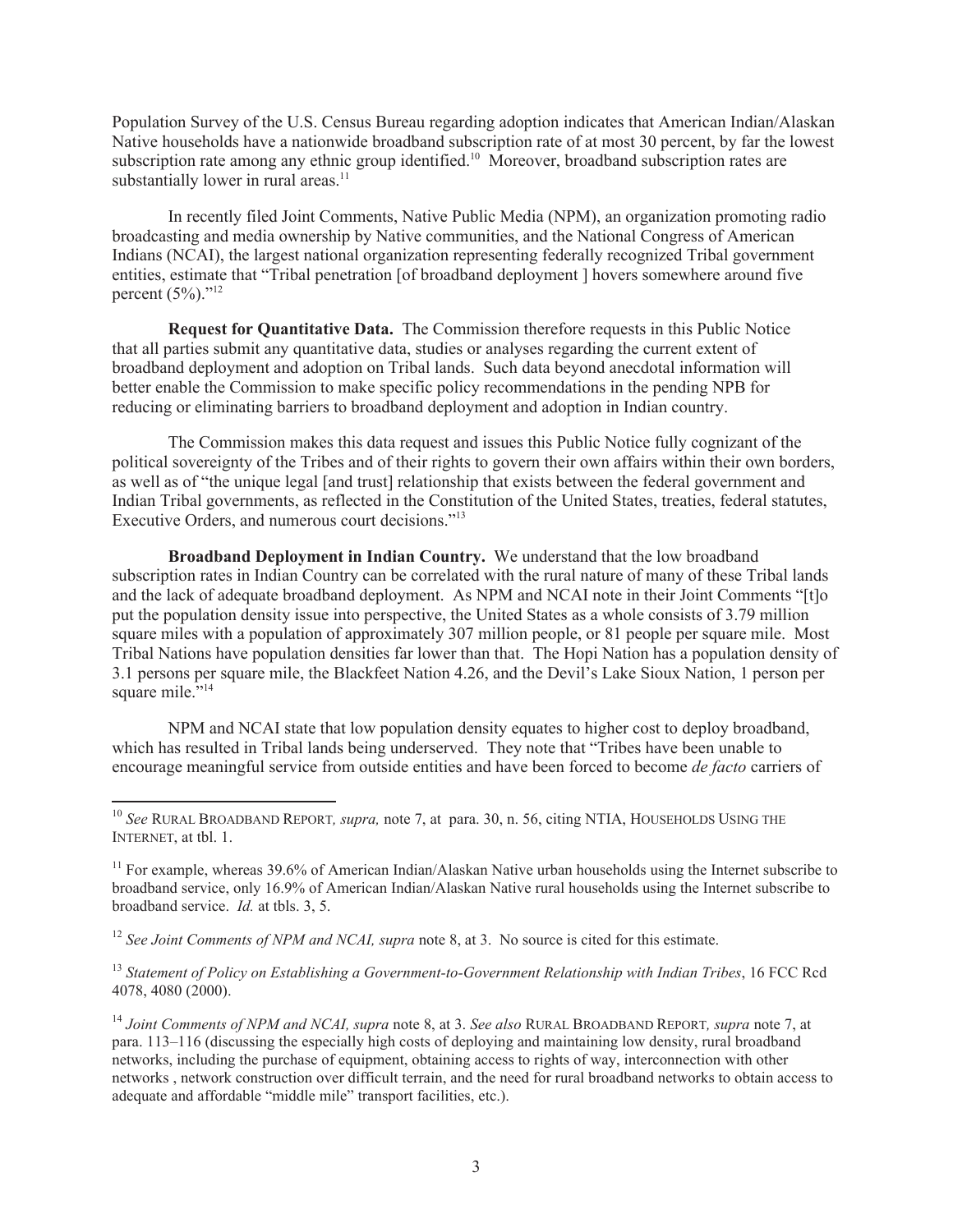Population Survey of the U.S. Census Bureau regarding adoption indicates that American Indian/Alaskan Native households have a nationwide broadband subscription rate of at most 30 percent, by far the lowest subscription rate among any ethnic group identified.[10] Moreover, broadband subscription rates are substantially lower in rural areas.[11]

In recently filed Joint Comments, Native Public Media (NPM), an organization promoting radio broadcasting and media ownership by Native communities, and the National Congress of American Indians (NCAI), the largest national organization representing federally recognized Tribal government entities, estimate that "Tribal penetration [of broadband deployment ] hovers somewhere around five percent (5%)."[12]

**Request for Quantitative Data.** The Commission therefore requests in this Public Notice that all parties submit any quantitative data, studies or analyses regarding the current extent of broadband deployment and adoption on Tribal lands. Such data beyond anecdotal information will better enable the Commission to make specific policy recommendations in the pending NPB for reducing or eliminating barriers to broadband deployment and adoption in Indian country.

The Commission makes this data request and issues this Public Notice fully cognizant of the political sovereignty of the Tribes and of their rights to govern their own affairs within their own borders, as well as of "the unique legal [and trust] relationship that exists between the federal government and Indian Tribal governments, as reflected in the Constitution of the United States, treaties, federal statutes, Executive Orders, and numerous court decisions."[13]

**Broadband Deployment in Indian Country.** We understand that the low broadband subscription rates in Indian Country can be correlated with the rural nature of many of these Tribal lands and the lack of adequate broadband deployment. As NPM and NCAI note in their Joint Comments "[t]o put the population density issue into perspective, the United States as a whole consists of 3.79 million square miles with a population of approximately 307 million people, or 81 people per square mile. Most Tribal Nations have population densities far lower than that. The Hopi Nation has a population density of 3.1 persons per square mile, the Blackfeet Nation 4.26, and the Devil's Lake Sioux Nation, 1 person per square mile."[14]

NPM and NCAI state that low population density equates to higher cost to deploy broadband, which has resulted in Tribal lands being underserved. They note that "Tribes have been unable to encourage meaningful service from outside entities and have been forced to become *de facto* carriers of

---

[10] *See* RURAL BROADBAND REPORT*, supra,* note 7, at para. 30, n. 56, citing NTIA, HOUSEHOLDS USING THE INTERNET, at tbl. 1.

[11] For example, whereas 39.6% of American Indian/Alaskan Native urban households using the Internet subscribe to broadband service, only 16.9% of American Indian/Alaskan Native rural households using the Internet subscribe to broadband service. *Id.* at tbls. 3, 5.

[12] *See Joint Comments of NPM and NCAI, supra* note 8, at 3. No source is cited for this estimate.

[13] *Statement of Policy on Establishing a Government-to-Government Relationship with Indian Tribes*, 16 FCC Rcd 4078, 4080 (2000).

[14] *Joint Comments of NPM and NCAI, supra* note 8, at 3. *See also* RURAL BROADBAND REPORT*, supra* note 7, at para. 113–116 (discussing the especially high costs of deploying and maintaining low density, rural broadband networks, including the purchase of equipment, obtaining access to rights of way, interconnection with other networks , network construction over difficult terrain, and the need for rural broadband networks to obtain access to adequate and affordable "middle mile" transport facilities, etc.).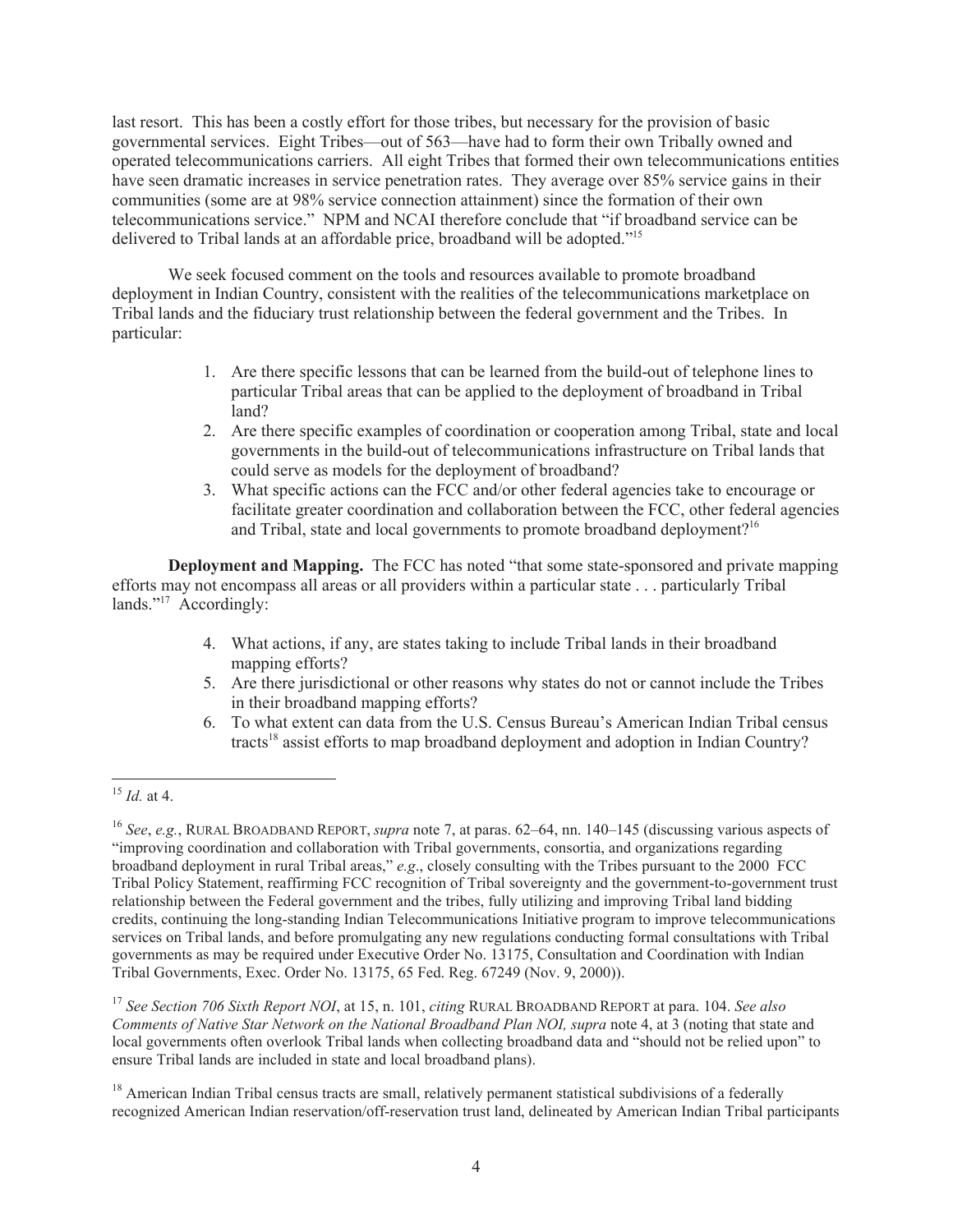last resort. This has been a costly effort for those tribes, but necessary for the provision of basic governmental services. Eight Tribes—out of 563—have had to form their own Tribally owned and operated telecommunications carriers. All eight Tribes that formed their own telecommunications entities have seen dramatic increases in service penetration rates. They average over 85% service gains in their communities (some are at 98% service connection attainment) since the formation of their own telecommunications service." NPM and NCAI therefore conclude that "if broadband service can be delivered to Tribal lands at an affordable price, broadband will be adopted."[15]

We seek focused comment on the tools and resources available to promote broadband deployment in Indian Country, consistent with the realities of the telecommunications marketplace on Tribal lands and the fiduciary trust relationship between the federal government and the Tribes. In particular:

1. Are there specific lessons that can be learned from the build-out of telephone lines to particular Tribal areas that can be applied to the deployment of broadband in Tribal land?
2. Are there specific examples of coordination or cooperation among Tribal, state and local governments in the build-out of telecommunications infrastructure on Tribal lands that could serve as models for the deployment of broadband?
3. What specific actions can the FCC and/or other federal agencies take to encourage or facilitate greater coordination and collaboration between the FCC, other federal agencies and Tribal, state and local governments to promote broadband deployment?[16]

**Deployment and Mapping.** The FCC has noted "that some state-sponsored and private mapping efforts may not encompass all areas or all providers within a particular state . . . particularly Tribal lands."[17] Accordingly:

4. What actions, if any, are states taking to include Tribal lands in their broadband mapping efforts?
5. Are there jurisdictional or other reasons why states do not or cannot include the Tribes in their broadband mapping efforts?
6. To what extent can data from the U.S. Census Bureau's American Indian Tribal census tracts[18] assist efforts to map broadband deployment and adoption in Indian Country?

---

[15] *Id.* at 4.

[16] *See*, *e.g.*, RURAL BROADBAND REPORT, *supra* note 7, at paras. 62–64, nn. 140–145 (discussing various aspects of "improving coordination and collaboration with Tribal governments, consortia, and organizations regarding broadband deployment in rural Tribal areas," *e.g*., closely consulting with the Tribes pursuant to the 2000 FCC Tribal Policy Statement, reaffirming FCC recognition of Tribal sovereignty and the government-to-government trust relationship between the Federal government and the tribes, fully utilizing and improving Tribal land bidding credits, continuing the long-standing Indian Telecommunications Initiative program to improve telecommunications services on Tribal lands, and before promulgating any new regulations conducting formal consultations with Tribal governments as may be required under Executive Order No. 13175, Consultation and Coordination with Indian Tribal Governments, Exec. Order No. 13175, 65 Fed. Reg. 67249 (Nov. 9, 2000)).

[17] *See Section 706 Sixth Report NOI*, at 15, n. 101, *citing* RURAL BROADBAND REPORT at para. 104. *See also Comments of Native Star Network on the National Broadband Plan NOI, supra* note 4, at 3 (noting that state and local governments often overlook Tribal lands when collecting broadband data and "should not be relied upon" to ensure Tribal lands are included in state and local broadband plans).

[18] American Indian Tribal census tracts are small, relatively permanent statistical subdivisions of a federally recognized American Indian reservation/off-reservation trust land, delineated by American Indian Tribal participants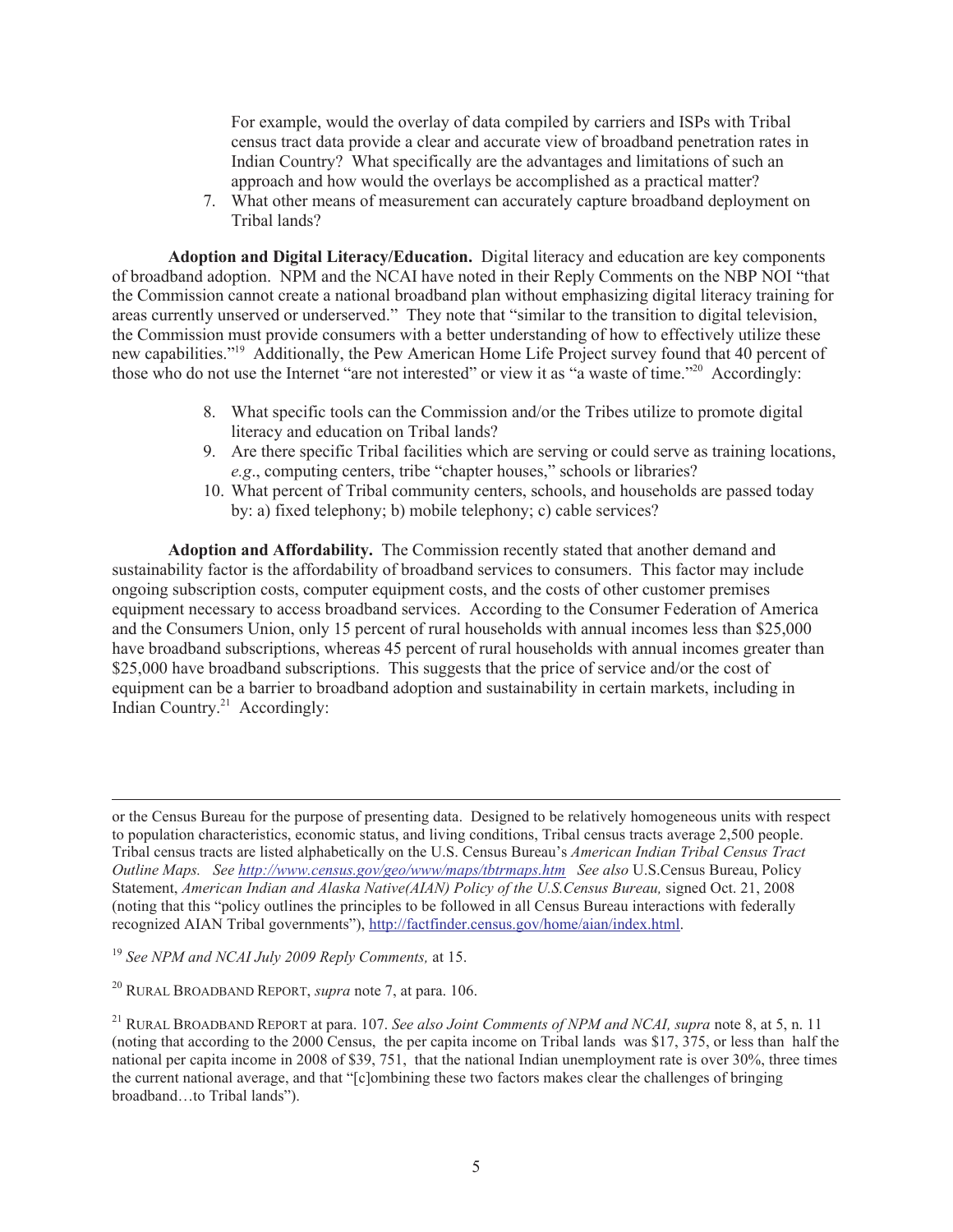For example, would the overlay of data compiled by carriers and ISPs with Tribal census tract data provide a clear and accurate view of broadband penetration rates in Indian Country? What specifically are the advantages and limitations of such an approach and how would the overlays be accomplished as a practical matter?

7. What other means of measurement can accurately capture broadband deployment on Tribal lands?

**Adoption and Digital Literacy/Education.** Digital literacy and education are key components of broadband adoption. NPM and the NCAI have noted in their Reply Comments on the NBP NOI "that the Commission cannot create a national broadband plan without emphasizing digital literacy training for areas currently unserved or underserved." They note that "similar to the transition to digital television, the Commission must provide consumers with a better understanding of how to effectively utilize these new capabilities."[19] Additionally, the Pew American Home Life Project survey found that 40 percent of those who do not use the Internet "are not interested" or view it as "a waste of time."[20] Accordingly:

8. What specific tools can the Commission and/or the Tribes utilize to promote digital literacy and education on Tribal lands?
9. Are there specific Tribal facilities which are serving or could serve as training locations, *e.g*., computing centers, tribe "chapter houses," schools or libraries?
10. What percent of Tribal community centers, schools, and households are passed today by: a) fixed telephony; b) mobile telephony; c) cable services?

**Adoption and Affordability.** The Commission recently stated that another demand and sustainability factor is the affordability of broadband services to consumers. This factor may include ongoing subscription costs, computer equipment costs, and the costs of other customer premises equipment necessary to access broadband services. According to the Consumer Federation of America and the Consumers Union, only 15 percent of rural households with annual incomes less than $25,000 have broadband subscriptions, whereas 45 percent of rural households with annual incomes greater than $25,000 have broadband subscriptions. This suggests that the price of service and/or the cost of equipment can be a barrier to broadband adoption and sustainability in certain markets, including in Indian Country.[21] Accordingly:

---

or the Census Bureau for the purpose of presenting data. Designed to be relatively homogeneous units with respect to population characteristics, economic status, and living conditions, Tribal census tracts average 2,500 people. Tribal census tracts are listed alphabetically on the U.S. Census Bureau's *American Indian Tribal Census Tract Outline Maps. See* http://www.census.gov/geo/www/maps/tbtrmaps.htm *See also* U.S.Census Bureau, Policy Statement, *American Indian and Alaska Native(AIAN) Policy of the U.S.Census Bureau,* signed Oct. 21, 2008 (noting that this "policy outlines the principles to be followed in all Census Bureau interactions with federally recognized AIAN Tribal governments"), http://factfinder.census.gov/home/aian/index.html.

[19] *See NPM and NCAI July 2009 Reply Comments,* at 15.

[20] RURAL BROADBAND REPORT, *supra* note 7, at para. 106.

[21] RURAL BROADBAND REPORT at para. 107. *See also Joint Comments of NPM and NCAI, supra* note 8, at 5, n. 11 (noting that according to the 2000 Census, the per capita income on Tribal lands was $17, 375, or less than half the national per capita income in 2008 of $39, 751, that the national Indian unemployment rate is over 30%, three times the current national average, and that "[c]ombining these two factors makes clear the challenges of bringing broadband…to Tribal lands").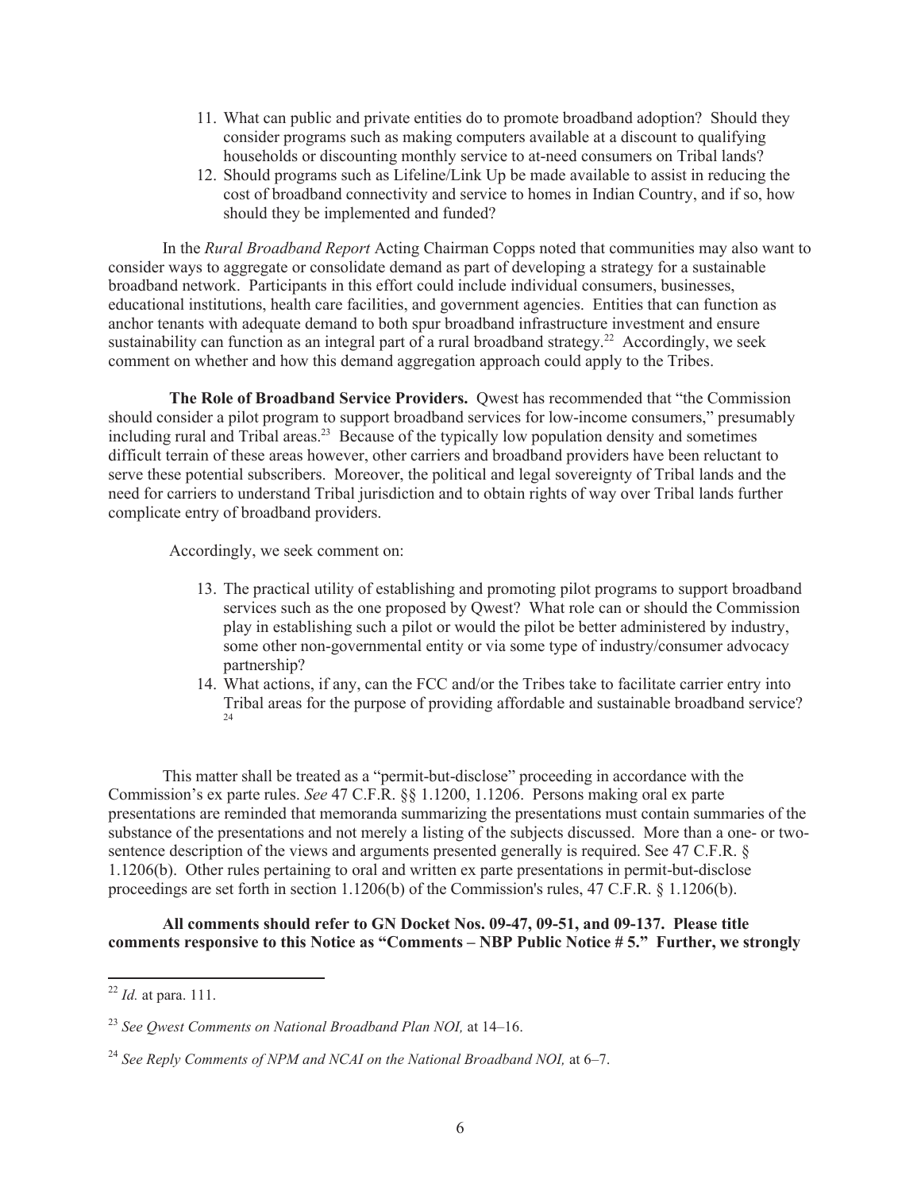11. What can public and private entities do to promote broadband adoption? Should they consider programs such as making computers available at a discount to qualifying households or discounting monthly service to at-need consumers on Tribal lands?
12. Should programs such as Lifeline/Link Up be made available to assist in reducing the cost of broadband connectivity and service to homes in Indian Country, and if so, how should they be implemented and funded?

In the *Rural Broadband Report* Acting Chairman Copps noted that communities may also want to consider ways to aggregate or consolidate demand as part of developing a strategy for a sustainable broadband network. Participants in this effort could include individual consumers, businesses, educational institutions, health care facilities, and government agencies. Entities that can function as anchor tenants with adequate demand to both spur broadband infrastructure investment and ensure sustainability can function as an integral part of a rural broadband strategy.[22] Accordingly, we seek comment on whether and how this demand aggregation approach could apply to the Tribes.

**The Role of Broadband Service Providers.** Qwest has recommended that "the Commission should consider a pilot program to support broadband services for low-income consumers," presumably including rural and Tribal areas.[23] Because of the typically low population density and sometimes difficult terrain of these areas however, other carriers and broadband providers have been reluctant to serve these potential subscribers. Moreover, the political and legal sovereignty of Tribal lands and the need for carriers to understand Tribal jurisdiction and to obtain rights of way over Tribal lands further complicate entry of broadband providers.

Accordingly, we seek comment on:

13. The practical utility of establishing and promoting pilot programs to support broadband services such as the one proposed by Qwest? What role can or should the Commission play in establishing such a pilot or would the pilot be better administered by industry, some other non-governmental entity or via some type of industry/consumer advocacy partnership?
14. What actions, if any, can the FCC and/or the Tribes take to facilitate carrier entry into Tribal areas for the purpose of providing affordable and sustainable broadband service?[24]

This matter shall be treated as a "permit-but-disclose" proceeding in accordance with the Commission's ex parte rules. *See* 47 C.F.R. §§ 1.1200, 1.1206. Persons making oral ex parte presentations are reminded that memoranda summarizing the presentations must contain summaries of the substance of the presentations and not merely a listing of the subjects discussed. More than a one- or two-sentence description of the views and arguments presented generally is required. See 47 C.F.R. § 1.1206(b). Other rules pertaining to oral and written ex parte presentations in permit-but-disclose proceedings are set forth in section 1.1206(b) of the Commission's rules, 47 C.F.R. § 1.1206(b).

**All comments should refer to GN Docket Nos. 09-47, 09-51, and 09-137. Please title comments responsive to this Notice as "Comments – NBP Public Notice # 5." Further, we strongly**

---

[22] *Id.* at para. 111.

[23] *See Qwest Comments on National Broadband Plan NOI,* at 14–16.

[24] *See Reply Comments of NPM and NCAI on the National Broadband NOI,* at 6–7.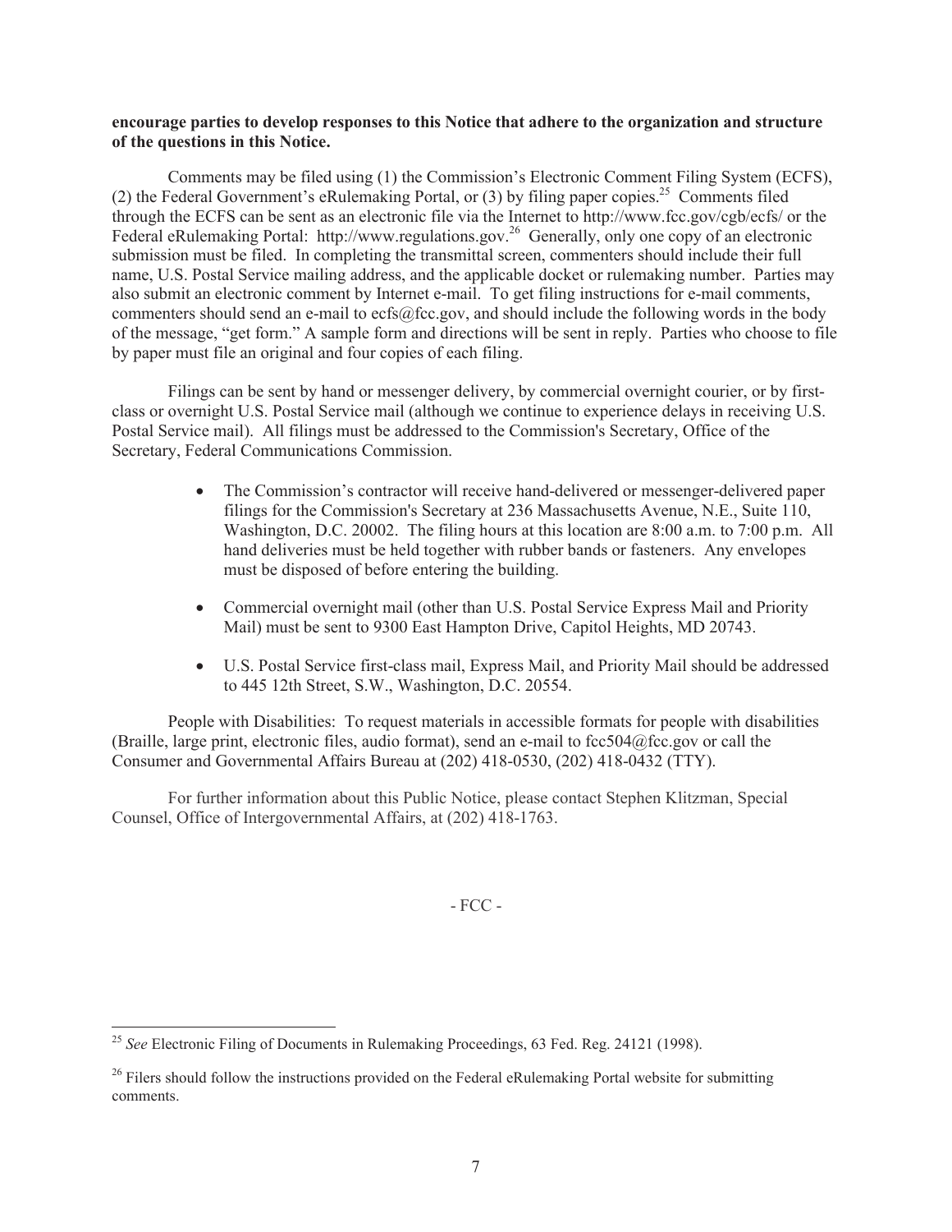**encourage parties to develop responses to this Notice that adhere to the organization and structure of the questions in this Notice.**

Comments may be filed using (1) the Commission's Electronic Comment Filing System (ECFS), (2) the Federal Government's eRulemaking Portal, or (3) by filing paper copies.[25] Comments filed through the ECFS can be sent as an electronic file via the Internet to http://www.fcc.gov/cgb/ecfs/ or the Federal eRulemaking Portal: http://www.regulations.gov.[26] Generally, only one copy of an electronic submission must be filed. In completing the transmittal screen, commenters should include their full name, U.S. Postal Service mailing address, and the applicable docket or rulemaking number. Parties may also submit an electronic comment by Internet e-mail. To get filing instructions for e-mail comments, commenters should send an e-mail to ecfs@fcc.gov, and should include the following words in the body of the message, "get form." A sample form and directions will be sent in reply. Parties who choose to file by paper must file an original and four copies of each filing.

Filings can be sent by hand or messenger delivery, by commercial overnight courier, or by first-class or overnight U.S. Postal Service mail (although we continue to experience delays in receiving U.S. Postal Service mail). All filings must be addressed to the Commission's Secretary, Office of the Secretary, Federal Communications Commission.

- The Commission's contractor will receive hand-delivered or messenger-delivered paper filings for the Commission's Secretary at 236 Massachusetts Avenue, N.E., Suite 110, Washington, D.C. 20002. The filing hours at this location are 8:00 a.m. to 7:00 p.m. All hand deliveries must be held together with rubber bands or fasteners. Any envelopes must be disposed of before entering the building.

- Commercial overnight mail (other than U.S. Postal Service Express Mail and Priority Mail) must be sent to 9300 East Hampton Drive, Capitol Heights, MD 20743.

- U.S. Postal Service first-class mail, Express Mail, and Priority Mail should be addressed to 445 12th Street, S.W., Washington, D.C. 20554.

People with Disabilities: To request materials in accessible formats for people with disabilities (Braille, large print, electronic files, audio format), send an e-mail to fcc504@fcc.gov or call the Consumer and Governmental Affairs Bureau at (202) 418-0530, (202) 418-0432 (TTY).

For further information about this Public Notice, please contact Stephen Klitzman, Special Counsel, Office of Intergovernmental Affairs, at (202) 418-1763.

\- FCC -

[25] *See* Electronic Filing of Documents in Rulemaking Proceedings, 63 Fed. Reg. 24121 (1998).

[26] Filers should follow the instructions provided on the Federal eRulemaking Portal website for submitting comments.